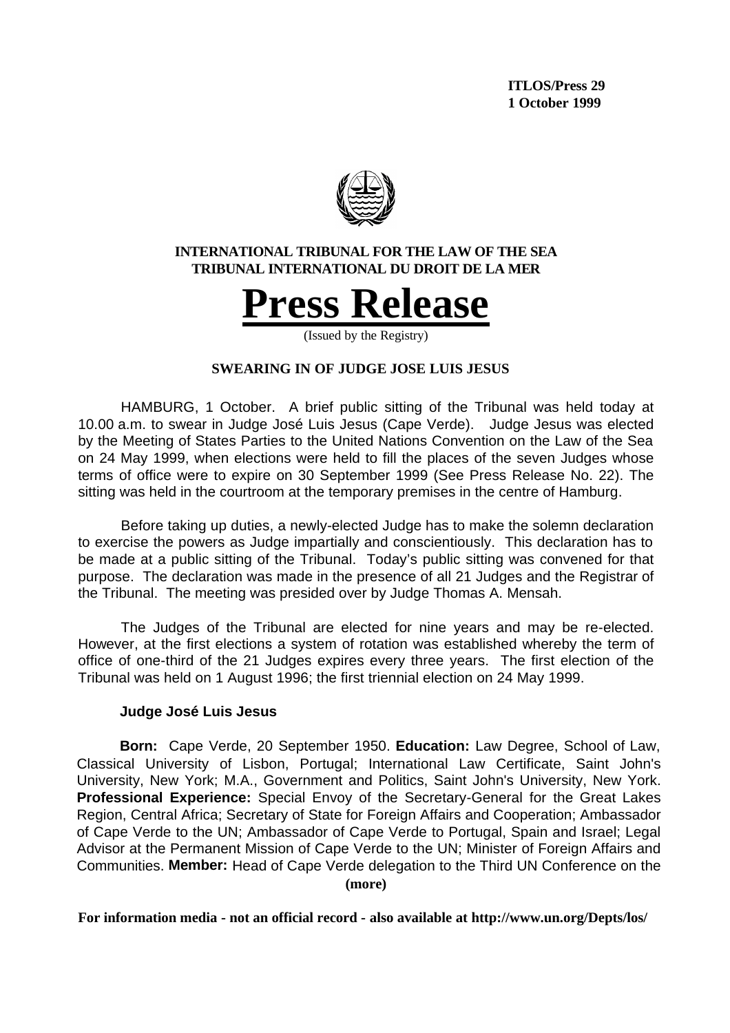**ITLOS/Press 29**
**1 October 1999**

**INTERNATIONAL TRIBUNAL FOR THE LAW OF THE SEA**
**TRIBUNAL INTERNATIONAL DU DROIT DE LA MER**

# Press Release

(Issued by the Registry)

## SWEARING IN OF JUDGE JOSE LUIS JESUS

HAMBURG, 1 October. A brief public sitting of the Tribunal was held today at 10.00 a.m. to swear in Judge José Luis Jesus (Cape Verde). Judge Jesus was elected by the Meeting of States Parties to the United Nations Convention on the Law of the Sea on 24 May 1999, when elections were held to fill the places of the seven Judges whose terms of office were to expire on 30 September 1999 (See Press Release No. 22). The sitting was held in the courtroom at the temporary premises in the centre of Hamburg.

Before taking up duties, a newly-elected Judge has to make the solemn declaration to exercise the powers as Judge impartially and conscientiously. This declaration has to be made at a public sitting of the Tribunal. Today's public sitting was convened for that purpose. The declaration was made in the presence of all 21 Judges and the Registrar of the Tribunal. The meeting was presided over by Judge Thomas A. Mensah.

The Judges of the Tribunal are elected for nine years and may be re-elected. However, at the first elections a system of rotation was established whereby the term of office of one-third of the 21 Judges expires every three years. The first election of the Tribunal was held on 1 August 1996; the first triennial election on 24 May 1999.

### Judge José Luis Jesus

**Born:** Cape Verde, 20 September 1950. **Education:** Law Degree, School of Law, Classical University of Lisbon, Portugal; International Law Certificate, Saint John's University, New York; M.A., Government and Politics, Saint John's University, New York. **Professional Experience:** Special Envoy of the Secretary-General for the Great Lakes Region, Central Africa; Secretary of State for Foreign Affairs and Cooperation; Ambassador of Cape Verde to the UN; Ambassador of Cape Verde to Portugal, Spain and Israel; Legal Advisor at the Permanent Mission of Cape Verde to the UN; Minister of Foreign Affairs and Communities. **Member:** Head of Cape Verde delegation to the Third UN Conference on the

**(more)**

**For information media - not an official record - also available at http://www.un.org/Depts/los/**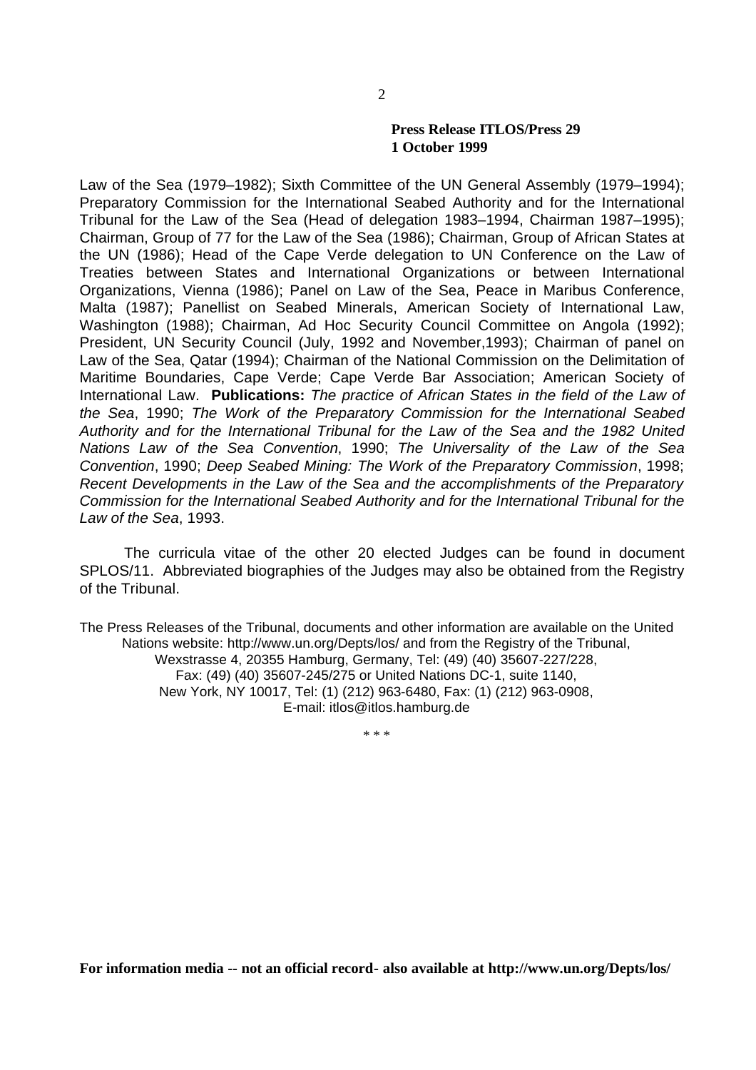**Press Release ITLOS/Press 29**
**1 October 1999**

Law of the Sea (1979–1982); Sixth Committee of the UN General Assembly (1979–1994); Preparatory Commission for the International Seabed Authority and for the International Tribunal for the Law of the Sea (Head of delegation 1983–1994, Chairman 1987–1995); Chairman, Group of 77 for the Law of the Sea (1986); Chairman, Group of African States at the UN (1986); Head of the Cape Verde delegation to UN Conference on the Law of Treaties between States and International Organizations or between International Organizations, Vienna (1986); Panel on Law of the Sea, Peace in Maribus Conference, Malta (1987); Panellist on Seabed Minerals, American Society of International Law, Washington (1988); Chairman, Ad Hoc Security Council Committee on Angola (1992); President, UN Security Council (July, 1992 and November,1993); Chairman of panel on Law of the Sea, Qatar (1994); Chairman of the National Commission on the Delimitation of Maritime Boundaries, Cape Verde; Cape Verde Bar Association; American Society of International Law. **Publications:** *The practice of African States in the field of the Law of the Sea*, 1990; *The Work of the Preparatory Commission for the International Seabed Authority and for the International Tribunal for the Law of the Sea and the 1982 United Nations Law of the Sea Convention*, 1990; *The Universality of the Law of the Sea Convention*, 1990; *Deep Seabed Mining: The Work of the Preparatory Commission*, 1998; *Recent Developments in the Law of the Sea and the accomplishments of the Preparatory Commission for the International Seabed Authority and for the International Tribunal for the Law of the Sea*, 1993.

The curricula vitae of the other 20 elected Judges can be found in document SPLOS/11. Abbreviated biographies of the Judges may also be obtained from the Registry of the Tribunal.

The Press Releases of the Tribunal, documents and other information are available on the United Nations website: http://www.un.org/Depts/los/ and from the Registry of the Tribunal, Wexstrasse 4, 20355 Hamburg, Germany, Tel: (49) (40) 35607-227/228, Fax: (49) (40) 35607-245/275 or United Nations DC-1, suite 1140, New York, NY 10017, Tel: (1) (212) 963-6480, Fax: (1) (212) 963-0908, E-mail: itlos@itlos.hamburg.de

\* \* \*

**For information media -- not an official record- also available at http://www.un.org/Depts/los/**